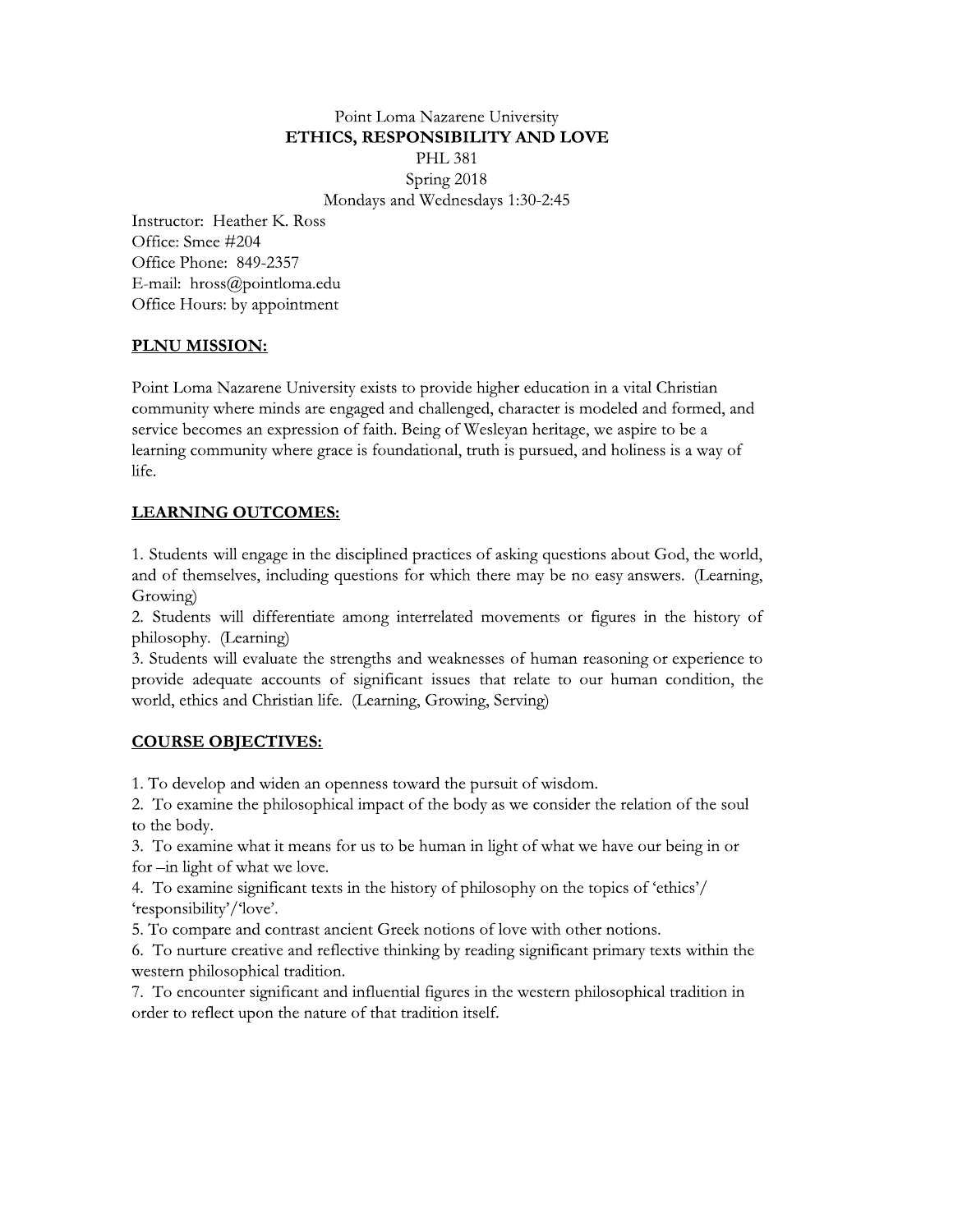# Point Loma Nazarene University

## ETHICS, RESPONSIBILITY AND LOVE

PHL 381

Spring 2018

Mondays and Wednesdays 1:30-2:45

Instructor: Heather K. Ross
Office: Smee #204
Office Phone: 849-2357
E-mail: hross@pointloma.edu
Office Hours: by appointment

## PLNU MISSION:

Point Loma Nazarene University exists to provide higher education in a vital Christian community where minds are engaged and challenged, character is modeled and formed, and service becomes an expression of faith. Being of Wesleyan heritage, we aspire to be a learning community where grace is foundational, truth is pursued, and holiness is a way of life.

## LEARNING OUTCOMES:

1. Students will engage in the disciplined practices of asking questions about God, the world, and of themselves, including questions for which there may be no easy answers. (Learning, Growing)
2. Students will differentiate among interrelated movements or figures in the history of philosophy. (Learning)
3. Students will evaluate the strengths and weaknesses of human reasoning or experience to provide adequate accounts of significant issues that relate to our human condition, the world, ethics and Christian life. (Learning, Growing, Serving)

## COURSE OBJECTIVES:

1. To develop and widen an openness toward the pursuit of wisdom.
2. To examine the philosophical impact of the body as we consider the relation of the soul to the body.
3. To examine what it means for us to be human in light of what we have our being in or for –in light of what we love.
4. To examine significant texts in the history of philosophy on the topics of 'ethics'/ 'responsibility'/'love'.
5. To compare and contrast ancient Greek notions of love with other notions.
6. To nurture creative and reflective thinking by reading significant primary texts within the western philosophical tradition.
7. To encounter significant and influential figures in the western philosophical tradition in order to reflect upon the nature of that tradition itself.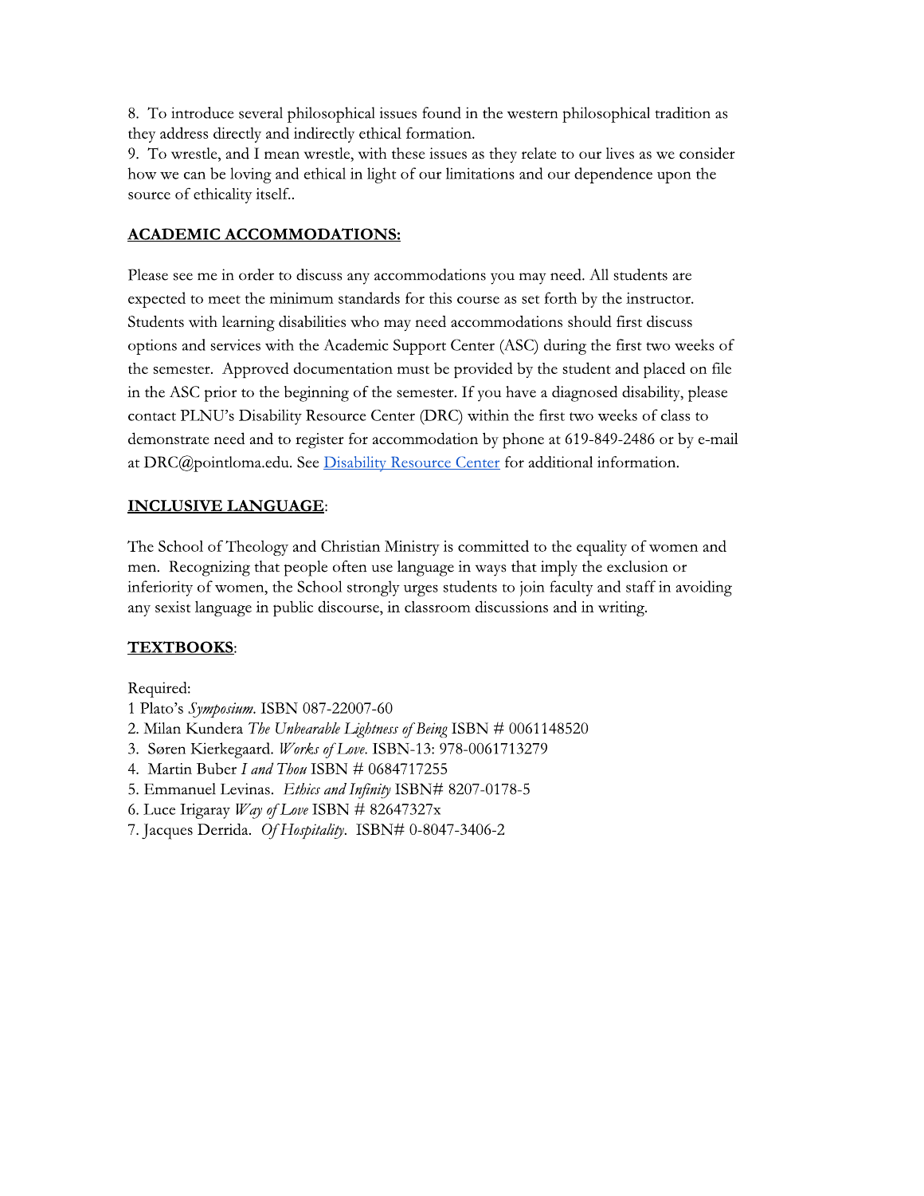8. To introduce several philosophical issues found in the western philosophical tradition as they address directly and indirectly ethical formation.
9. To wrestle, and I mean wrestle, with these issues as they relate to our lives as we consider how we can be loving and ethical in light of our limitations and our dependence upon the source of ethicality itself..

## ACADEMIC ACCOMMODATIONS:

Please see me in order to discuss any accommodations you may need. All students are expected to meet the minimum standards for this course as set forth by the instructor. Students with learning disabilities who may need accommodations should first discuss options and services with the Academic Support Center (ASC) during the first two weeks of the semester. Approved documentation must be provided by the student and placed on file in the ASC prior to the beginning of the semester. If you have a diagnosed disability, please contact PLNU's Disability Resource Center (DRC) within the first two weeks of class to demonstrate need and to register for accommodation by phone at 619-849-2486 or by e-mail at DRC@pointloma.edu. See [Disability Resource Center] for additional information.

## INCLUSIVE LANGUAGE:

The School of Theology and Christian Ministry is committed to the equality of women and men. Recognizing that people often use language in ways that imply the exclusion or inferiority of women, the School strongly urges students to join faculty and staff in avoiding any sexist language in public discourse, in classroom discussions and in writing.

## TEXTBOOKS:

Required:
1 Plato's *Symposium*. ISBN 087-22007-60
2. Milan Kundera *The Unbearable Lightness of Being* ISBN # 0061148520
3. Søren Kierkegaard. *Works of Love*. ISBN-13: 978-0061713279
4. Martin Buber *I and Thou* ISBN # 0684717255
5. Emmanuel Levinas. *Ethics and Infinity* ISBN# 8207-0178-5
6. Luce Irigaray *Way of Love* ISBN # 82647327x
7. Jacques Derrida. *Of Hospitality*. ISBN# 0-8047-3406-2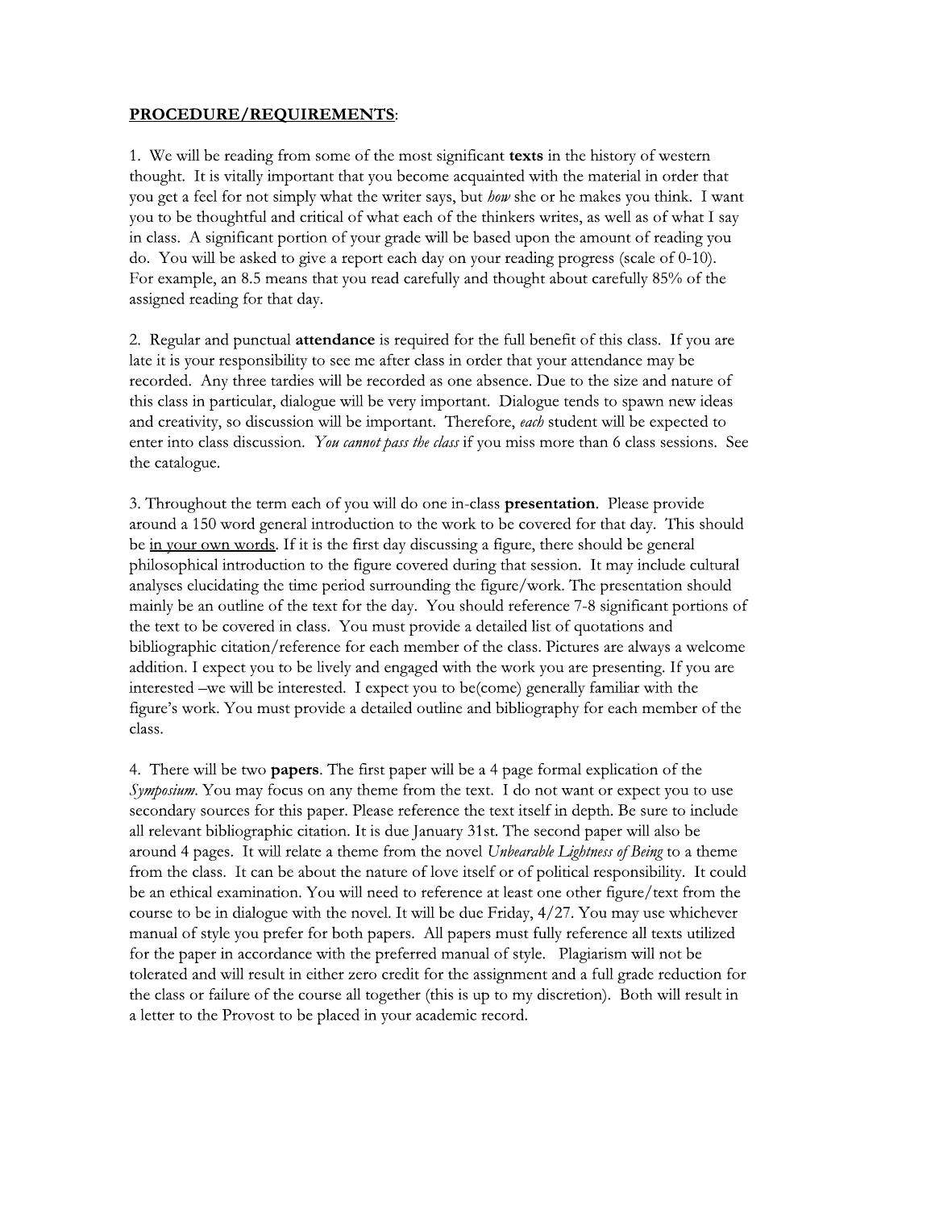**PROCEDURE/REQUIREMENTS**:

1. We will be reading from some of the most significant **texts** in the history of western thought. It is vitally important that you become acquainted with the material in order that you get a feel for not simply what the writer says, but *how* she or he makes you think. I want you to be thoughtful and critical of what each of the thinkers writes, as well as of what I say in class. A significant portion of your grade will be based upon the amount of reading you do. You will be asked to give a report each day on your reading progress (scale of 0-10). For example, an 8.5 means that you read carefully and thought about carefully 85% of the assigned reading for that day.

2. Regular and punctual **attendance** is required for the full benefit of this class. If you are late it is your responsibility to see me after class in order that your attendance may be recorded. Any three tardies will be recorded as one absence. Due to the size and nature of this class in particular, dialogue will be very important. Dialogue tends to spawn new ideas and creativity, so discussion will be important. Therefore, *each* student will be expected to enter into class discussion. *You cannot pass the class* if you miss more than 6 class sessions. See the catalogue.

3. Throughout the term each of you will do one in-class **presentation**. Please provide around a 150 word general introduction to the work to be covered for that day. This should be <u>in your own words</u>. If it is the first day discussing a figure, there should be general philosophical introduction to the figure covered during that session. It may include cultural analyses elucidating the time period surrounding the figure/work. The presentation should mainly be an outline of the text for the day. You should reference 7-8 significant portions of the text to be covered in class. You must provide a detailed list of quotations and bibliographic citation/reference for each member of the class. Pictures are always a welcome addition. I expect you to be lively and engaged with the work you are presenting. If you are interested –we will be interested. I expect you to be(come) generally familiar with the figure's work. You must provide a detailed outline and bibliography for each member of the class.

4. There will be two **papers**. The first paper will be a 4 page formal explication of the *Symposium*. You may focus on any theme from the text. I do not want or expect you to use secondary sources for this paper. Please reference the text itself in depth. Be sure to include all relevant bibliographic citation. It is due January 31st. The second paper will also be around 4 pages. It will relate a theme from the novel *Unbearable Lightness of Being* to a theme from the class. It can be about the nature of love itself or of political responsibility. It could be an ethical examination. You will need to reference at least one other figure/text from the course to be in dialogue with the novel. It will be due Friday, 4/27. You may use whichever manual of style you prefer for both papers. All papers must fully reference all texts utilized for the paper in accordance with the preferred manual of style. Plagiarism will not be tolerated and will result in either zero credit for the assignment and a full grade reduction for the class or failure of the course all together (this is up to my discretion). Both will result in a letter to the Provost to be placed in your academic record.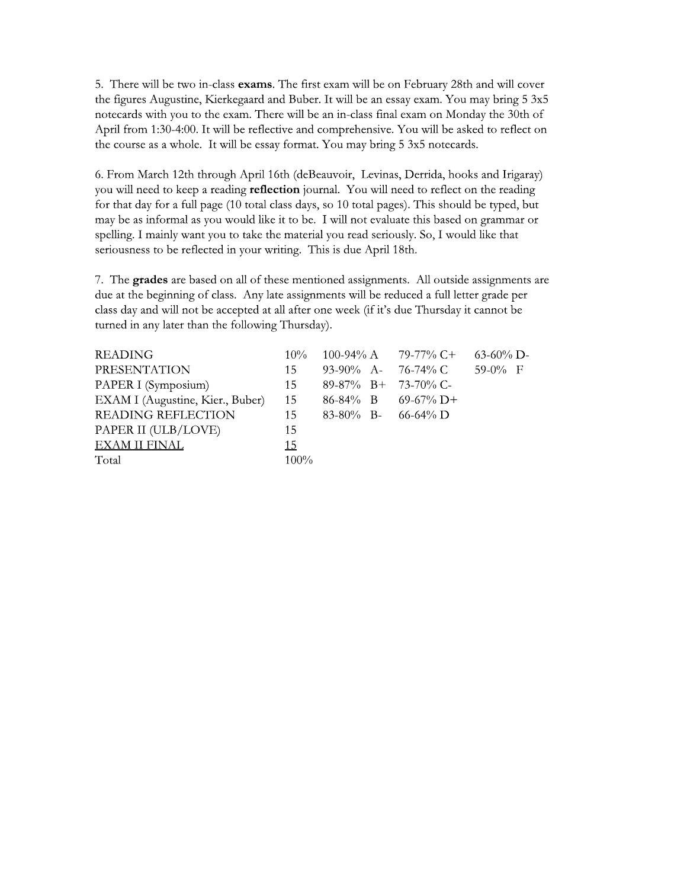5. There will be two in-class **exams**. The first exam will be on February 28th and will cover the figures Augustine, Kierkegaard and Buber. It will be an essay exam. You may bring 5 3x5 notecards with you to the exam. There will be an in-class final exam on Monday the 30th of April from 1:30-4:00. It will be reflective and comprehensive. You will be asked to reflect on the course as a whole. It will be essay format. You may bring 5 3x5 notecards.

6. From March 12th through April 16th (deBeauvoir, Levinas, Derrida, hooks and Irigaray) you will need to keep a reading **reflection** journal. You will need to reflect on the reading for that day for a full page (10 total class days, so 10 total pages). This should be typed, but may be as informal as you would like it to be. I will not evaluate this based on grammar or spelling. I mainly want you to take the material you read seriously. So, I would like that seriousness to be reflected in your writing. This is due April 18th.

7. The **grades** are based on all of these mentioned assignments. All outside assignments are due at the beginning of class. Any late assignments will be reduced a full letter grade per class day and will not be accepted at all after one week (if it's due Thursday it cannot be turned in any later than the following Thursday).

| | | | | |
|---|---|---|---|---|
| READING | 10% | 100-94% A | 79-77% C+ | 63-60% D- |
| PRESENTATION | 15 | 93-90% A- | 76-74% C | 59-0% F |
| PAPER I (Symposium) | 15 | 89-87% B+ | 73-70% C- | |
| EXAM I (Augustine, Kier., Buber) | 15 | 86-84% B | 69-67% D+ | |
| READING REFLECTION | 15 | 83-80% B- | 66-64% D | |
| PAPER II (ULB/LOVE) | 15 | | | |
| EXAM II FINAL | 15 | | | |
| Total | 100% | | | |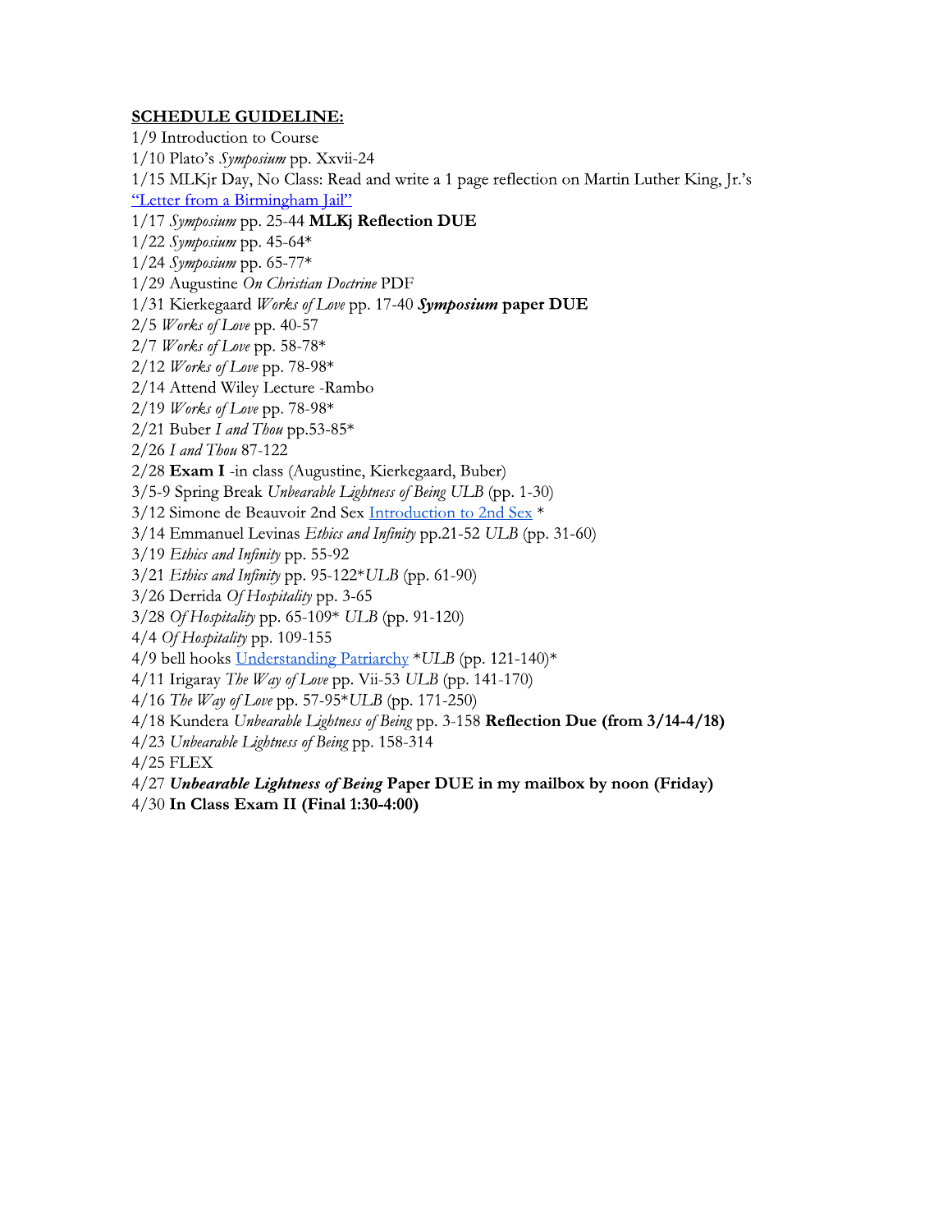**SCHEDULE GUIDELINE:**

1/9 Introduction to Course
1/10 Plato's *Symposium* pp. Xxvii-24
1/15 MLKjr Day, No Class: Read and write a 1 page reflection on Martin Luther King, Jr.'s "Letter from a Birmingham Jail"
1/17 *Symposium* pp. 25-44 **MLKj Reflection DUE**
1/22 *Symposium* pp. 45-64*
1/24 *Symposium* pp. 65-77*
1/29 Augustine *On Christian Doctrine* PDF
1/31 Kierkegaard *Works of Love* pp. 17-40 ***Symposium* paper DUE**
2/5 *Works of Love* pp. 40-57
2/7 *Works of Love* pp. 58-78*
2/12 *Works of Love* pp. 78-98*
2/14 Attend Wiley Lecture -Rambo
2/19 *Works of Love* pp. 78-98*
2/21 Buber *I and Thou* pp.53-85*
2/26 *I and Thou* 87-122
2/28 **Exam I** -in class (Augustine, Kierkegaard, Buber)
3/5-9 Spring Break *Unbearable Lightness of Being ULB* (pp. 1-30)
3/12 Simone de Beauvoir 2nd Sex Introduction to 2nd Sex *
3/14 Emmanuel Levinas *Ethics and Infinity* pp.21-52 *ULB* (pp. 31-60)
3/19 *Ethics and Infinity* pp. 55-92
3/21 *Ethics and Infinity* pp. 95-122**ULB* (pp. 61-90)
3/26 Derrida *Of Hospitality* pp. 3-65
3/28 *Of Hospitality* pp. 65-109* *ULB* (pp. 91-120)
4/4 *Of Hospitality* pp. 109-155
4/9 bell hooks Understanding Patriarchy **ULB* (pp. 121-140)*
4/11 Irigaray *The Way of Love* pp. Vii-53 *ULB* (pp. 141-170)
4/16 *The Way of Love* pp. 57-95**ULB* (pp. 171-250)
4/18 Kundera *Unbearable Lightness of Being* pp. 3-158 **Reflection Due (from 3/14-4/18)**
4/23 *Unbearable Lightness of Being* pp. 158-314
4/25 FLEX
4/27 ***Unbearable Lightness of Being* Paper DUE in my mailbox by noon (Friday)**
4/30 **In Class Exam II (Final 1:30-4:00)**